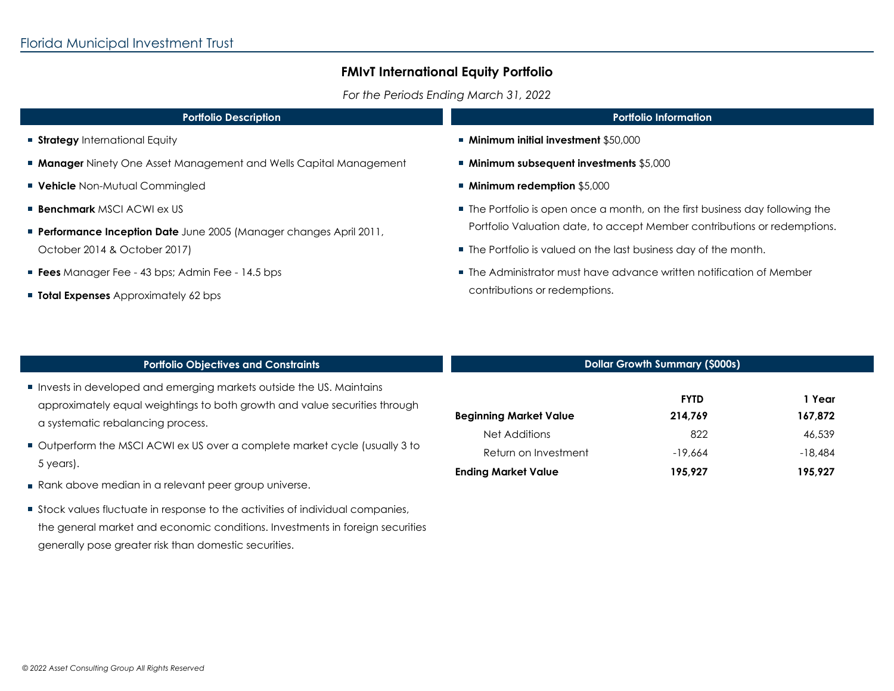Florida Municipal Investment Trust

# FMIvT International Equity Portfolio

*For the Periods Ending March 31, 2022*

## Portfolio Description

- **Strategy** International Equity
- **Manager** Ninety One Asset Management and Wells Capital Management
- **Vehicle** Non-Mutual Commingled
- **Benchmark** MSCI ACWI ex US
- **Performance Inception Date** June 2005 (Manager changes April 2011, October 2014 & October 2017)
- **Fees** Manager Fee - 43 bps; Admin Fee - 14.5 bps
- **Total Expenses** Approximately 62 bps

## Portfolio Information

- **Minimum initial investment** $50,000
- **Minimum subsequent investments** $5,000
- **Minimum redemption** $5,000
- The Portfolio is open once a month, on the first business day following the Portfolio Valuation date, to accept Member contributions or redemptions.
- The Portfolio is valued on the last business day of the month.
- The Administrator must have advance written notification of Member contributions or redemptions.

## Portfolio Objectives and Constraints

- Invests in developed and emerging markets outside the US. Maintains approximately equal weightings to both growth and value securities through a systematic rebalancing process.
- Outperform the MSCI ACWI ex US over a complete market cycle (usually 3 to 5 years).
- Rank above median in a relevant peer group universe.
- Stock values fluctuate in response to the activities of individual companies, the general market and economic conditions. Investments in foreign securities generally pose greater risk than domestic securities.

## Dollar Growth Summary ($000s)

| | FYTD | 1 Year |
|---|---|---|
| **Beginning Market Value** | **214,769** | **167,872** |
| Net Additions | 822 | 46,539 |
| Return on Investment | -19,664 | -18,484 |
| **Ending Market Value** | **195,927** | **195,927** |

*© 2022 Asset Consulting Group All Rights Reserved*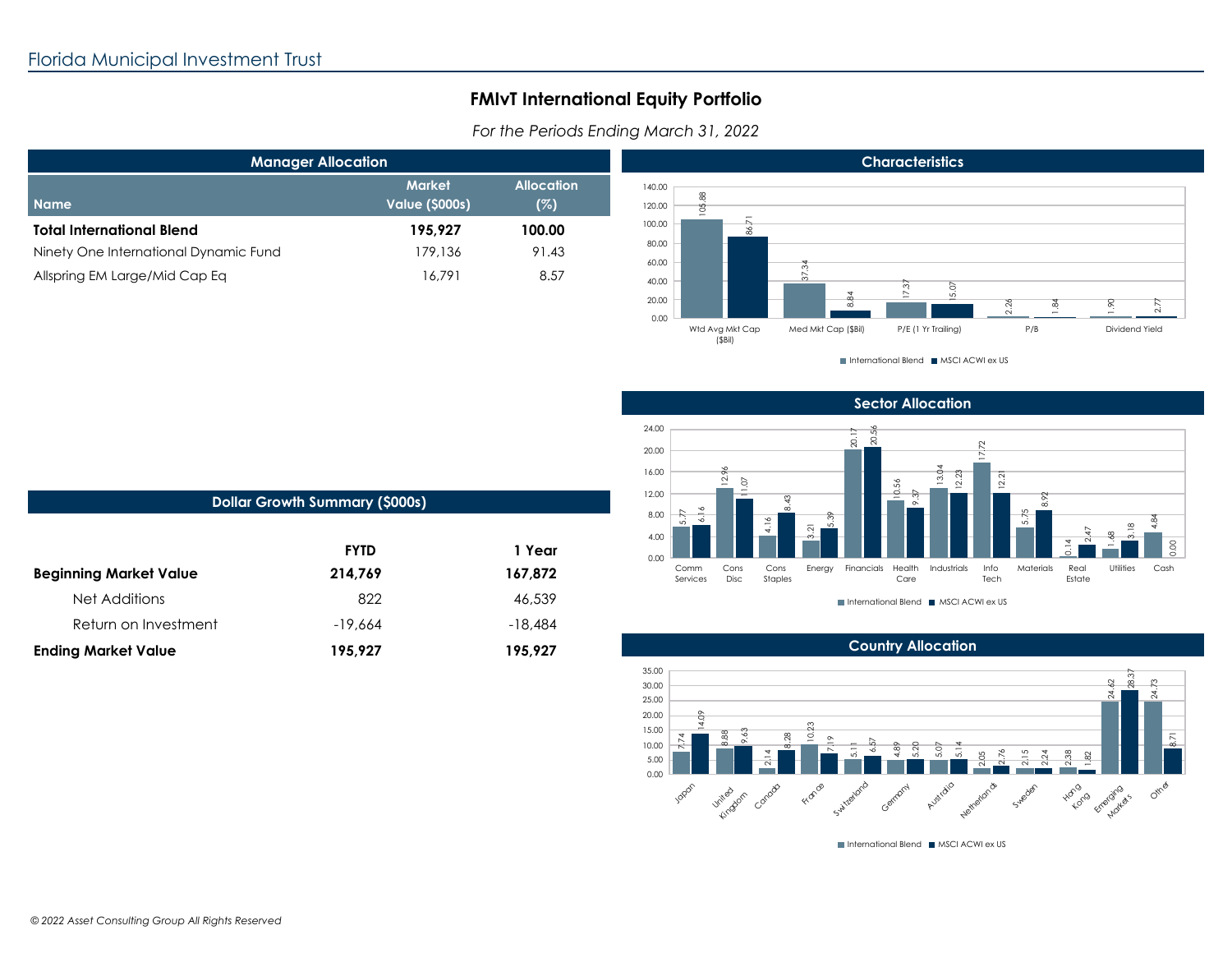# FMIvT International Equity Portfolio

*For the Periods Ending March 31, 2022*

## Manager Allocation

| Name | Market Value ($000s) | Allocation (%) |
|---|---|---|
| **Total International Blend** | **195,927** | **100.00** |
| Ninety One International Dynamic Fund | 179,136 | 91.43 |
| Allspring EM Large/Mid Cap Eq | 16,791 | 8.57 |

## Characteristics

| | International Blend | MSCI ACWI ex US |
|---|---|---|
| Wtd Avg Mkt Cap ($Bil) | 105.88 | 86.71 |
| Med Mkt Cap ($Bil) | 37.34 | 8.84 |
| P/E (1 Yr Trailing) | 17.37 | 15.07 |
| P/B | 2.26 | 1.84 |
| Dividend Yield | 1.90 | 2.77 |

## Sector Allocation

| | International Blend | MSCI ACWI ex US |
|---|---|---|
| Comm Services | 5.77 | 6.16 |
| Cons Disc | 12.96 | 11.07 |
| Cons Staples | 4.16 | 8.43 |
| Energy | 3.21 | 5.39 |
| Financials | 20.17 | 20.56 |
| Health Care | 10.56 | 9.37 |
| Industrials | 13.04 | 12.23 |
| Info Tech | 17.72 | 12.21 |
| Materials | 5.75 | 8.92 |
| Real Estate | 0.14 | 2.47 |
| Utilities | 1.68 | 3.18 |
| Cash | 4.84 | 0.00 |

## Dollar Growth Summary ($000s)

| | FYTD | 1 Year |
|---|---|---|
| **Beginning Market Value** | **214,769** | **167,872** |
| Net Additions | 822 | 46,539 |
| Return on Investment | -19,664 | -18,484 |
| **Ending Market Value** | **195,927** | **195,927** |

## Country Allocation

| | International Blend | MSCI ACWI ex US |
|---|---|---|
| Japan | 7.74 | 14.09 |
| United Kingdom | 8.88 | 9.63 |
| Canada | 2.14 | 8.28 |
| France | 10.23 | 7.19 |
| Switzerland | 5.11 | 6.57 |
| Germany | 4.89 | 5.20 |
| Australia | 5.07 | 5.14 |
| Netherlands | 2.05 | 2.76 |
| Sweden | 2.15 | 2.24 |
| Hong Kong | 2.38 | 1.82 |
| Emerging Markets | 24.62 | 28.37 |
| Other | 24.73 | 8.71 |

*© 2022 Asset Consulting Group All Rights Reserved*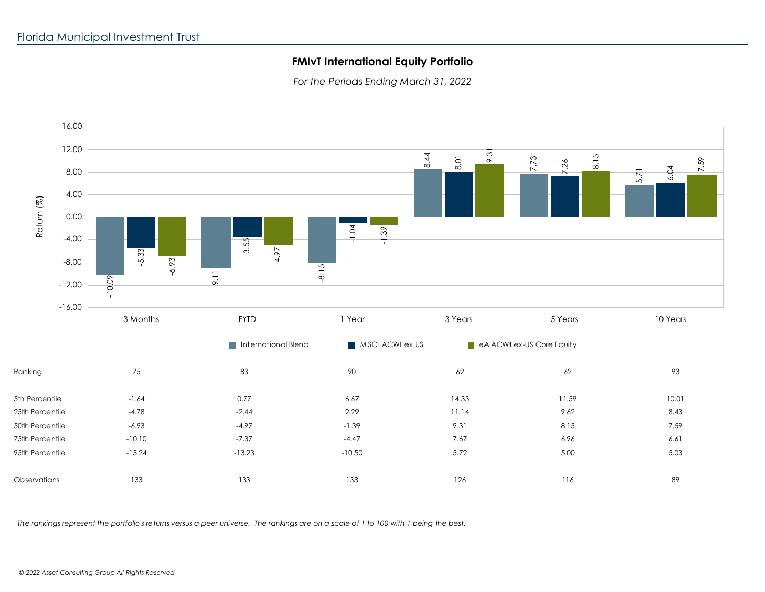## FMIvT International Equity Portfolio

*For the Periods Ending March 31, 2022*

| Return (%) | 3 Months | FYTD | 1 Year | 3 Years | 5 Years | 10 Years |
|---|---|---|---|---|---|---|
| International Blend | -10.09 | -9.11 | -8.15 | 8.44 | 7.73 | 5.71 |
| MSCI ACWI ex US | -5.33 | -3.55 | -1.04 | 8.01 | 7.26 | 6.04 |
| eA ACWI ex-US Core Equity | -6.93 | -4.97 | -1.39 | 9.31 | 8.15 | 7.59 |

| | 3 Months | FYTD | 1 Year | 3 Years | 5 Years | 10 Years |
|---|---|---|---|---|---|---|
| Ranking | 75 | 83 | 90 | 62 | 62 | 93 |
| 5th Percentile | -1.64 | 0.77 | 6.67 | 14.33 | 11.59 | 10.01 |
| 25th Percentile | -4.78 | -2.44 | 2.29 | 11.14 | 9.62 | 8.43 |
| 50th Percentile | -6.93 | -4.97 | -1.39 | 9.31 | 8.15 | 7.59 |
| 75th Percentile | -10.10 | -7.37 | -4.47 | 7.67 | 6.96 | 6.61 |
| 95th Percentile | -15.24 | -13.23 | -10.50 | 5.72 | 5.00 | 5.03 |
| Observations | 133 | 133 | 133 | 126 | 116 | 89 |

*The rankings represent the portfolio's returns versus a peer universe. The rankings are on a scale of 1 to 100 with 1 being the best.*

*© 2022 Asset Consulting Group All Rights Reserved*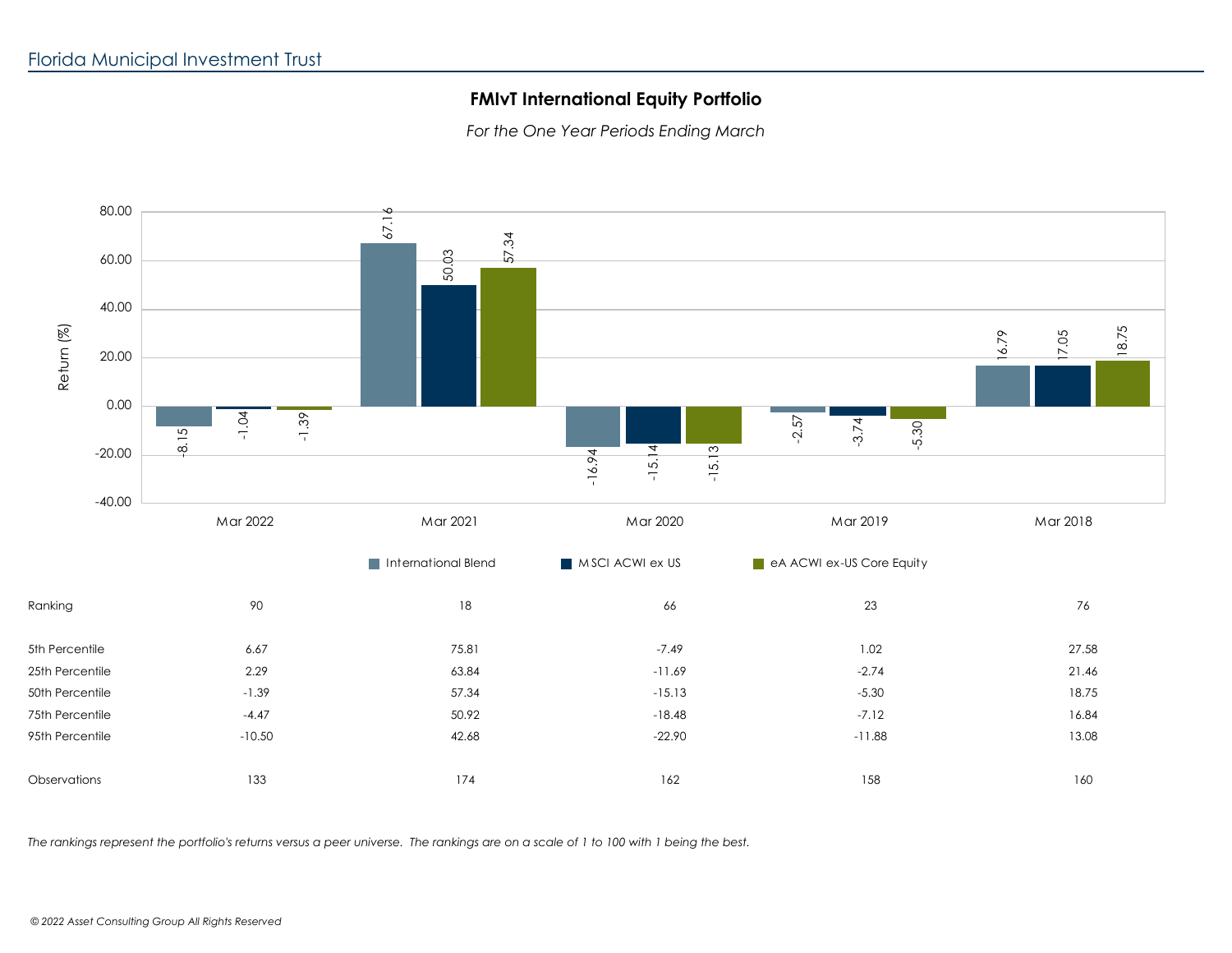Florida Municipal Investment Trust

## FMIvT International Equity Portfolio

*For the One Year Periods Ending March*

Return (%)

80.00
60.00
40.00
20.00
0.00
-20.00
-40.00

Mar 2022: -8.15, -1.04, -1.39
Mar 2021: 67.16, 50.03, 57.34
Mar 2020: -16.94, -15.14, -15.13
Mar 2019: -2.57, -3.74, -5.30
Mar 2018: 16.79, 17.05, 18.75

International Blend
MSCI ACWI ex US
eA ACWI ex-US Core Equity

| | Mar 2022 | Mar 2021 | Mar 2020 | Mar 2019 | Mar 2018 |
|---|---|---|---|---|---|
| Ranking | 90 | 18 | 66 | 23 | 76 |
| 5th Percentile | 6.67 | 75.81 | -7.49 | 1.02 | 27.58 |
| 25th Percentile | 2.29 | 63.84 | -11.69 | -2.74 | 21.46 |
| 50th Percentile | -1.39 | 57.34 | -15.13 | -5.30 | 18.75 |
| 75th Percentile | -4.47 | 50.92 | -18.48 | -7.12 | 16.84 |
| 95th Percentile | -10.50 | 42.68 | -22.90 | -11.88 | 13.08 |
| Observations | 133 | 174 | 162 | 158 | 160 |

*The rankings represent the portfolio's returns versus a peer universe. The rankings are on a scale of 1 to 100 with 1 being the best.*

*© 2022 Asset Consulting Group All Rights Reserved*